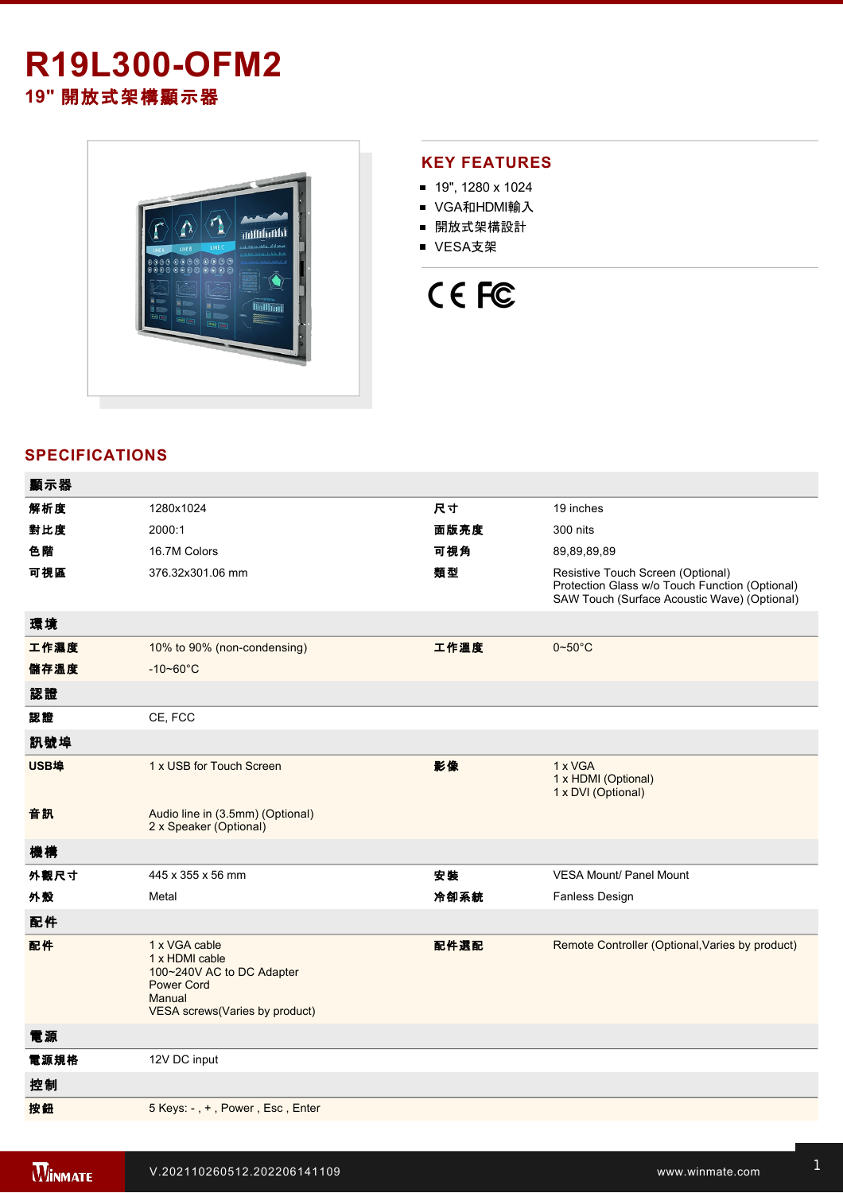# R19L300-OFM2

## 19" 開放式架構顯示器

## KEY FEATURES

- 19", 1280 x 1024
- VGA和HDMI輸入
- 開放式架構設計
- VESA支架

## SPECIFICATIONS

| 顯示器 | | | |
|---|---|---|---|
| 解析度 | 1280x1024 | 尺寸 | 19 inches |
| 對比度 | 2000:1 | 面版亮度 | 300 nits |
| 色階 | 16.7M Colors | 可視角 | 89,89,89,89 |
| 可視區 | 376.32x301.06 mm | 類型 | Resistive Touch Screen (Optional)<br>Protection Glass w/o Touch Function (Optional)<br>SAW Touch (Surface Acoustic Wave) (Optional) |
| **環境** | | | |
| 工作濕度 | 10% to 90% (non-condensing) | 工作溫度 | 0~50°C |
| 儲存溫度 | -10~60°C | | |
| **認證** | | | |
| 認證 | CE, FCC | | |
| **訊號埠** | | | |
| USB埠 | 1 x USB for Touch Screen | 影像 | 1 x VGA<br>1 x HDMI (Optional)<br>1 x DVI (Optional) |
| 音訊 | Audio line in (3.5mm) (Optional)<br>2 x Speaker (Optional) | | |
| **機構** | | | |
| 外觀尺寸 | 445 x 355 x 56 mm | 安裝 | VESA Mount/ Panel Mount |
| 外殼 | Metal | 冷卻系統 | Fanless Design |
| **配件** | | | |
| 配件 | 1 x VGA cable<br>1 x HDMI cable<br>100~240V AC to DC Adapter<br>Power Cord<br>Manual<br>VESA screws(Varies by product) | 配件選配 | Remote Controller (Optional,Varies by product) |
| **電源** | | | |
| 電源規格 | 12V DC input | | |
| **控制** | | | |
| 按鈕 | 5 Keys: - , + , Power , Esc , Enter | | |

V.202110260512.202206141109

www.winmate.com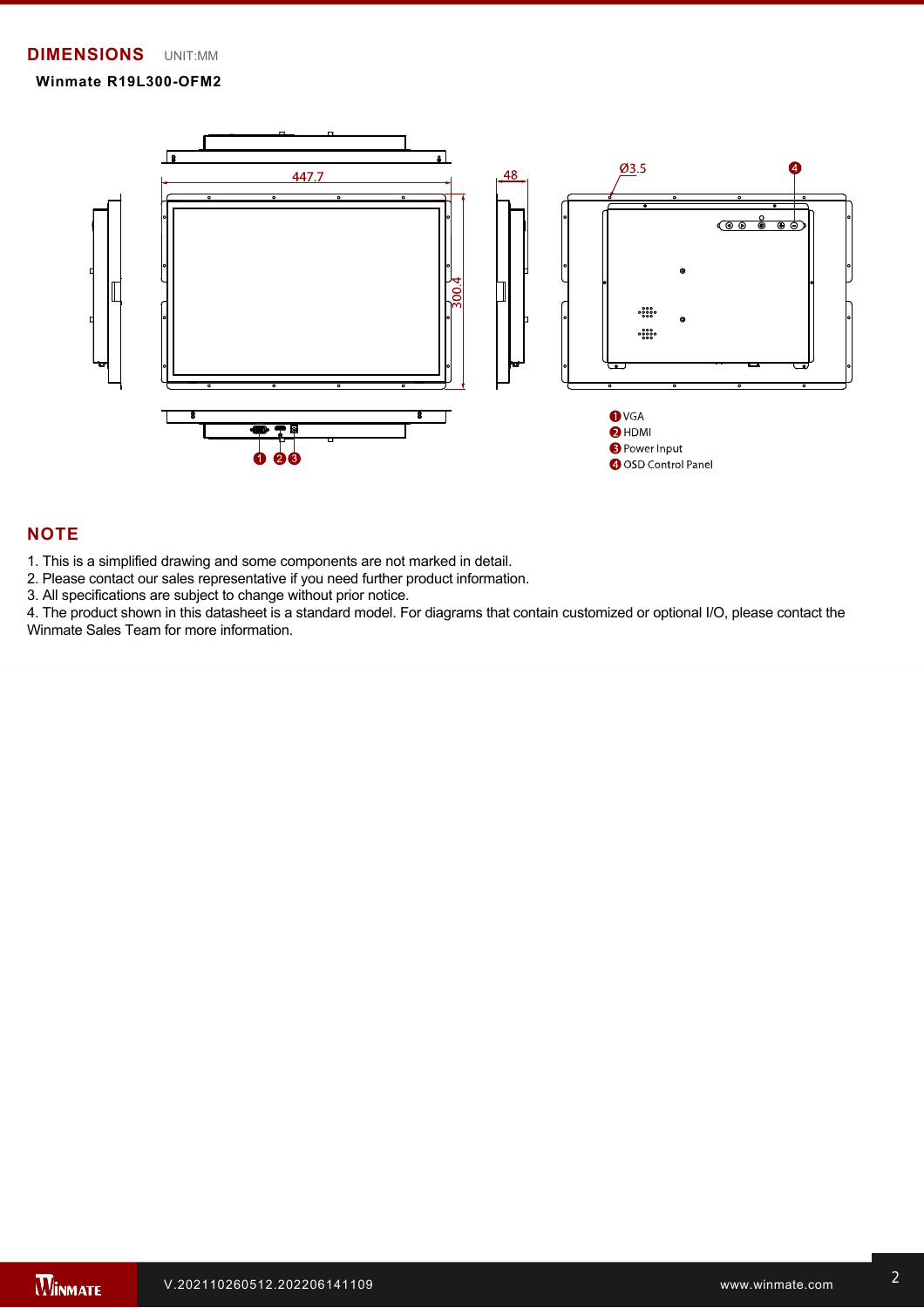## DIMENSIONS UNIT:MM

**Winmate R19L300-OFM2**

447.7

48

Ø3.5

300.4

1 VGA
2 HDMI
3 Power Input
4 OSD Control Panel

## NOTE

1. This is a simplified drawing and some components are not marked in detail.
2. Please contact our sales representative if you need further product information.
3. All specifications are subject to change without prior notice.
4. The product shown in this datasheet is a standard model. For diagrams that contain customized or optional I/O, please contact the Winmate Sales Team for more information.